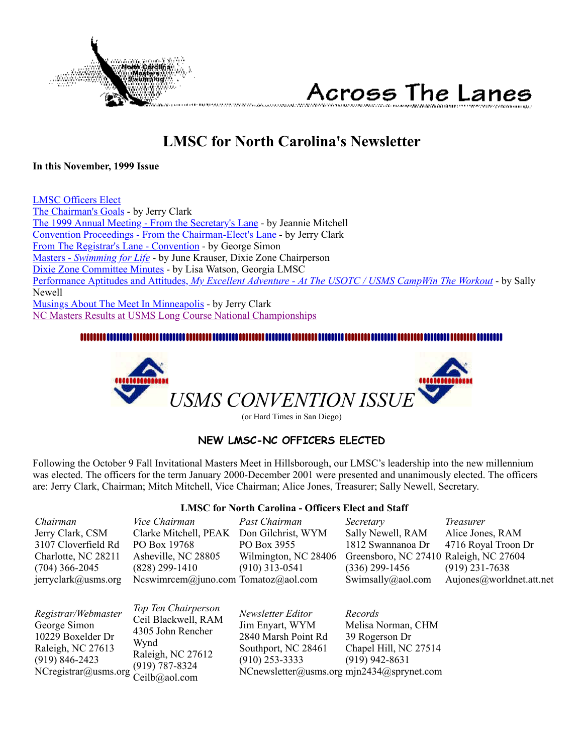Across The Lanes

# LMSC for North Carolina's Newsletter

**In this November, 1999 Issue**

LMSC Officers Elect
The Chairman's Goals - by Jerry Clark
The 1999 Annual Meeting - From the Secretary's Lane - by Jeannie Mitchell
Convention Proceedings - From the Chairman-Elect's Lane - by Jerry Clark
From The Registrar's Lane - Convention - by George Simon
Masters - *Swimming for Life* - by June Krauser, Dixie Zone Chairperson
Dixie Zone Committee Minutes - by Lisa Watson, Georgia LMSC
Performance Aptitudes and Attitudes, *My Excellent Adventure - At The USOTC / USMS CampWin The Workout* - by Sally Newell
Musings About The Meet In Minneapolis - by Jerry Clark
NC Masters Results at USMS Long Course National Championships

# *USMS CONVENTION ISSUE*

(or Hard Times in San Diego)

## NEW LMSC-NC OFFICERS ELECTED

Following the October 9 Fall Invitational Masters Meet in Hillsborough, our LMSC's leadership into the new millennium was elected. The officers for the term January 2000-December 2001 were presented and unanimously elected. The officers are: Jerry Clark, Chairman; Mitch Mitchell, Vice Chairman; Alice Jones, Treasurer; Sally Newell, Secretary.

**LMSC for North Carolina - Officers Elect and Staff**

| *Chairman* | *Vice Chairman* | *Past Chairman* | *Secretary* | *Treasurer* |
|---|---|---|---|---|
| Jerry Clark, CSM<br>3107 Cloverfield Rd<br>Charlotte, NC 28211<br>(704) 366-2045<br>jerryclark@usms.org | Clarke Mitchell, PEAK<br>PO Box 19768<br>Asheville, NC 28805<br>(828) 299-1410<br>Ncswimrcem@juno.com | Don Gilchrist, WYM<br>PO Box 3955<br>Wilmington, NC 28406<br>(910) 313-0541<br>Tomatoz@aol.com | Sally Newell, RAM<br>1812 Swannanoa Dr<br>Greensboro, NC 27410<br>(336) 299-1456<br>Swimsally@aol.com | Alice Jones, RAM<br>4716 Royal Troon Dr<br>Raleigh, NC 27604<br>(919) 231-7638<br>Aujones@worldnet.att.net |
| *Registrar/Webmaster* | *Top Ten Chairperson* | *Newsletter Editor* | *Records* | |
| George Simon<br>10229 Boxelder Dr<br>Raleigh, NC 27613<br>(919) 846-2423<br>NCregistrar@usms.org | Ceil Blackwell, RAM<br>4305 John Rencher Wynd<br>Raleigh, NC 27612<br>(919) 787-8324<br>Ceilb@aol.com | Jim Enyart, WYM<br>2840 Marsh Point Rd<br>Southport, NC 28461<br>(910) 253-3333<br>NCnewsletter@usms.org | Melisa Norman, CHM<br>39 Rogerson Dr<br>Chapel Hill, NC 27514<br>(919) 942-8631<br>mjn2434@sprynet.com | |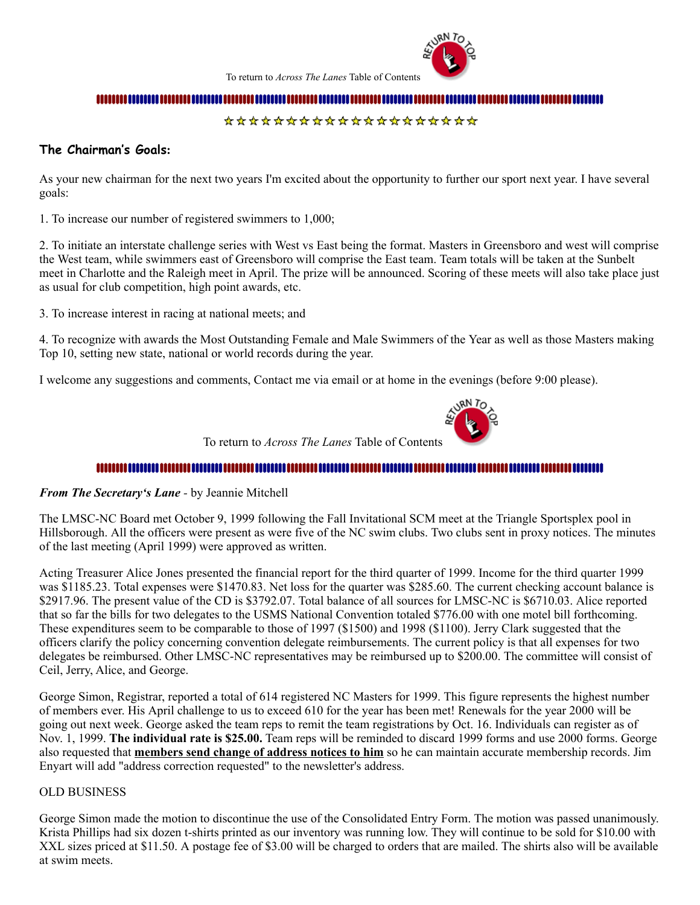To return to *Across The Lanes* Table of Contents

### The Chairman's Goals:

As your new chairman for the next two years I'm excited about the opportunity to further our sport next year. I have several goals:

1. To increase our number of registered swimmers to 1,000;

2. To initiate an interstate challenge series with West vs East being the format. Masters in Greensboro and west will comprise the West team, while swimmers east of Greensboro will comprise the East team. Team totals will be taken at the Sunbelt meet in Charlotte and the Raleigh meet in April. The prize will be announced. Scoring of these meets will also take place just as usual for club competition, high point awards, etc.

3. To increase interest in racing at national meets; and

4. To recognize with awards the Most Outstanding Female and Male Swimmers of the Year as well as those Masters making Top 10, setting new state, national or world records during the year.

I welcome any suggestions and comments, Contact me via email or at home in the evenings (before 9:00 please).

To return to *Across The Lanes* Table of Contents

***From The Secretary's Lane*** - by Jeannie Mitchell

The LMSC-NC Board met October 9, 1999 following the Fall Invitational SCM meet at the Triangle Sportsplex pool in Hillsborough. All the officers were present as were five of the NC swim clubs. Two clubs sent in proxy notices. The minutes of the last meeting (April 1999) were approved as written.

Acting Treasurer Alice Jones presented the financial report for the third quarter of 1999. Income for the third quarter 1999 was $1185.23. Total expenses were $1470.83. Net loss for the quarter was $285.60. The current checking account balance is $2917.96. The present value of the CD is $3792.07. Total balance of all sources for LMSC-NC is $6710.03. Alice reported that so far the bills for two delegates to the USMS National Convention totaled $776.00 with one motel bill forthcoming. These expenditures seem to be comparable to those of 1997 ($1500) and 1998 ($1100). Jerry Clark suggested that the officers clarify the policy concerning convention delegate reimbursements. The current policy is that all expenses for two delegates be reimbursed. Other LMSC-NC representatives may be reimbursed up to $200.00. The committee will consist of Ceil, Jerry, Alice, and George.

George Simon, Registrar, reported a total of 614 registered NC Masters for 1999. This figure represents the highest number of members ever. His April challenge to us to exceed 610 for the year has been met! Renewals for the year 2000 will be going out next week. George asked the team reps to remit the team registrations by Oct. 16. Individuals can register as of Nov. 1, 1999. **The individual rate is $25.00.** Team reps will be reminded to discard 1999 forms and use 2000 forms. George also requested that **members send change of address notices to him** so he can maintain accurate membership records. Jim Enyart will add "address correction requested" to the newsletter's address.

OLD BUSINESS

George Simon made the motion to discontinue the use of the Consolidated Entry Form. The motion was passed unanimously. Krista Phillips had six dozen t-shirts printed as our inventory was running low. They will continue to be sold for $10.00 with XXL sizes priced at $11.50. A postage fee of $3.00 will be charged to orders that are mailed. The shirts also will be available at swim meets.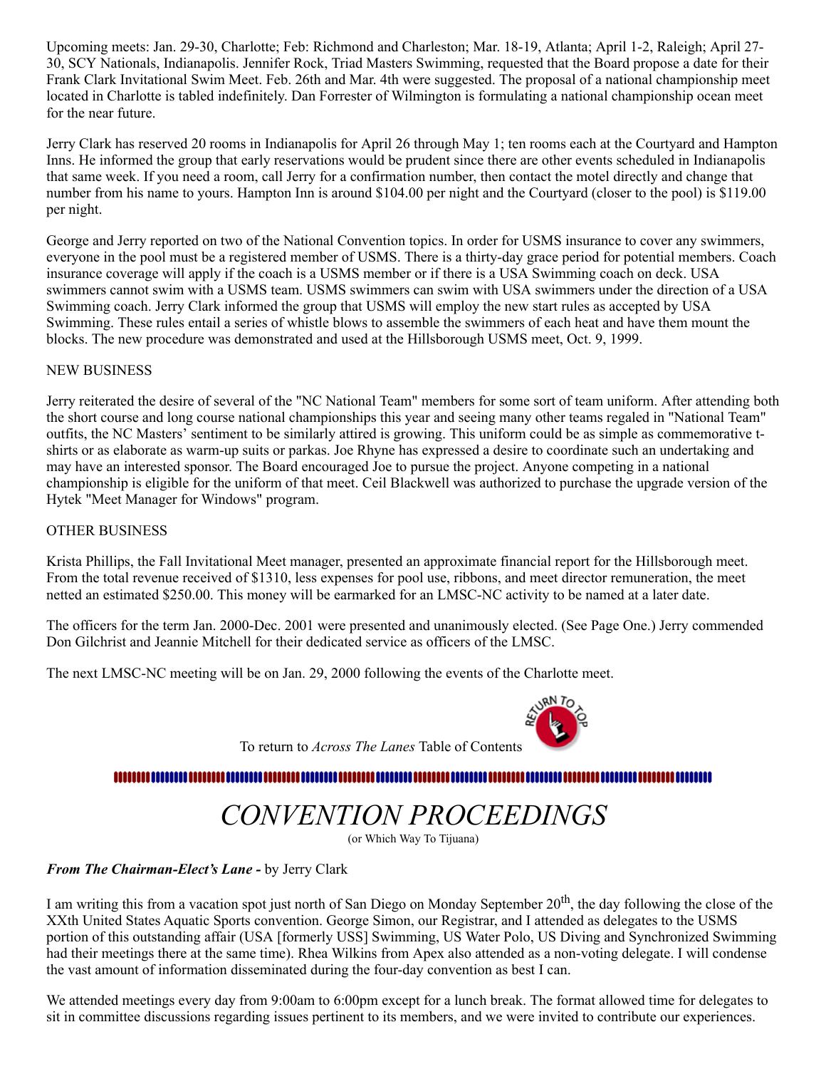Upcoming meets: Jan. 29-30, Charlotte; Feb: Richmond and Charleston; Mar. 18-19, Atlanta; April 1-2, Raleigh; April 27-30, SCY Nationals, Indianapolis. Jennifer Rock, Triad Masters Swimming, requested that the Board propose a date for their Frank Clark Invitational Swim Meet. Feb. 26th and Mar. 4th were suggested. The proposal of a national championship meet located in Charlotte is tabled indefinitely. Dan Forrester of Wilmington is formulating a national championship ocean meet for the near future.

Jerry Clark has reserved 20 rooms in Indianapolis for April 26 through May 1; ten rooms each at the Courtyard and Hampton Inns. He informed the group that early reservations would be prudent since there are other events scheduled in Indianapolis that same week. If you need a room, call Jerry for a confirmation number, then contact the motel directly and change that number from his name to yours. Hampton Inn is around $104.00 per night and the Courtyard (closer to the pool) is $119.00 per night.

George and Jerry reported on two of the National Convention topics. In order for USMS insurance to cover any swimmers, everyone in the pool must be a registered member of USMS. There is a thirty-day grace period for potential members. Coach insurance coverage will apply if the coach is a USMS member or if there is a USA Swimming coach on deck. USA swimmers cannot swim with a USMS team. USMS swimmers can swim with USA swimmers under the direction of a USA Swimming coach. Jerry Clark informed the group that USMS will employ the new start rules as accepted by USA Swimming. These rules entail a series of whistle blows to assemble the swimmers of each heat and have them mount the blocks. The new procedure was demonstrated and used at the Hillsborough USMS meet, Oct. 9, 1999.

NEW BUSINESS

Jerry reiterated the desire of several of the "NC National Team" members for some sort of team uniform. After attending both the short course and long course national championships this year and seeing many other teams regaled in "National Team" outfits, the NC Masters' sentiment to be similarly attired is growing. This uniform could be as simple as commemorative t-shirts or as elaborate as warm-up suits or parkas. Joe Rhyne has expressed a desire to coordinate such an undertaking and may have an interested sponsor. The Board encouraged Joe to pursue the project. Anyone competing in a national championship is eligible for the uniform of that meet. Ceil Blackwell was authorized to purchase the upgrade version of the Hytek "Meet Manager for Windows" program.

OTHER BUSINESS

Krista Phillips, the Fall Invitational Meet manager, presented an approximate financial report for the Hillsborough meet. From the total revenue received of $1310, less expenses for pool use, ribbons, and meet director remuneration, the meet netted an estimated $250.00. This money will be earmarked for an LMSC-NC activity to be named at a later date.

The officers for the term Jan. 2000-Dec. 2001 were presented and unanimously elected. (See Page One.) Jerry commended Don Gilchrist and Jeannie Mitchell for their dedicated service as officers of the LMSC.

The next LMSC-NC meeting will be on Jan. 29, 2000 following the events of the Charlotte meet.

To return to *Across The Lanes* Table of Contents

# *CONVENTION PROCEEDINGS*

(or Which Way To Tijuana)

***From The Chairman-Elect's Lane -*** by Jerry Clark

I am writing this from a vacation spot just north of San Diego on Monday September 20th, the day following the close of the XXth United States Aquatic Sports convention. George Simon, our Registrar, and I attended as delegates to the USMS portion of this outstanding affair (USA [formerly USS] Swimming, US Water Polo, US Diving and Synchronized Swimming had their meetings there at the same time). Rhea Wilkins from Apex also attended as a non-voting delegate. I will condense the vast amount of information disseminated during the four-day convention as best I can.

We attended meetings every day from 9:00am to 6:00pm except for a lunch break. The format allowed time for delegates to sit in committee discussions regarding issues pertinent to its members, and we were invited to contribute our experiences.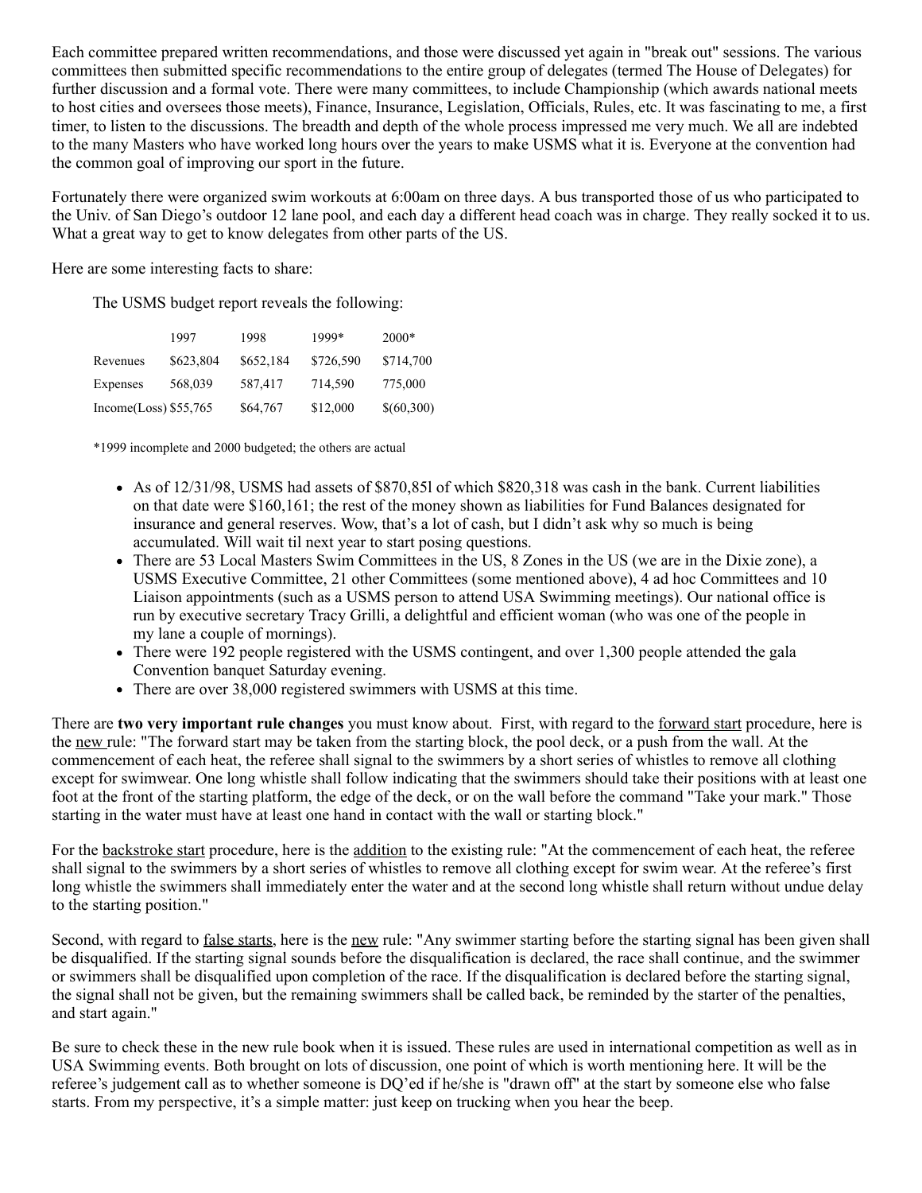Each committee prepared written recommendations, and those were discussed yet again in "break out" sessions. The various committees then submitted specific recommendations to the entire group of delegates (termed The House of Delegates) for further discussion and a formal vote. There were many committees, to include Championship (which awards national meets to host cities and oversees those meets), Finance, Insurance, Legislation, Officials, Rules, etc. It was fascinating to me, a first timer, to listen to the discussions. The breadth and depth of the whole process impressed me very much. We all are indebted to the many Masters who have worked long hours over the years to make USMS what it is. Everyone at the convention had the common goal of improving our sport in the future.

Fortunately there were organized swim workouts at 6:00am on three days. A bus transported those of us who participated to the Univ. of San Diego's outdoor 12 lane pool, and each day a different head coach was in charge. They really socked it to us. What a great way to get to know delegates from other parts of the US.

Here are some interesting facts to share:

The USMS budget report reveals the following:

| | 1997 | 1998 | 1999* | 2000* |
|---|---|---|---|---|
| Revenues | $623,804 | $652,184 | $726,590 | $714,700 |
| Expenses | 568,039 | 587,417 | 714,590 | 775,000 |
| Income(Loss) | $55,765 | $64,767 | $12,000 | $(60,300) |

*1999 incomplete and 2000 budgeted; the others are actual

- As of 12/31/98, USMS had assets of $870,85l of which $820,318 was cash in the bank. Current liabilities on that date were $160,161; the rest of the money shown as liabilities for Fund Balances designated for insurance and general reserves. Wow, that's a lot of cash, but I didn't ask why so much is being accumulated. Will wait til next year to start posing questions.
- There are 53 Local Masters Swim Committees in the US, 8 Zones in the US (we are in the Dixie zone), a USMS Executive Committee, 21 other Committees (some mentioned above), 4 ad hoc Committees and 10 Liaison appointments (such as a USMS person to attend USA Swimming meetings). Our national office is run by executive secretary Tracy Grilli, a delightful and efficient woman (who was one of the people in my lane a couple of mornings).
- There were 192 people registered with the USMS contingent, and over 1,300 people attended the gala Convention banquet Saturday evening.
- There are over 38,000 registered swimmers with USMS at this time.

There are **two very important rule changes** you must know about. First, with regard to the forward start procedure, here is the new rule: "The forward start may be taken from the starting block, the pool deck, or a push from the wall. At the commencement of each heat, the referee shall signal to the swimmers by a short series of whistles to remove all clothing except for swimwear. One long whistle shall follow indicating that the swimmers should take their positions with at least one foot at the front of the starting platform, the edge of the deck, or on the wall before the command "Take your mark." Those starting in the water must have at least one hand in contact with the wall or starting block."

For the backstroke start procedure, here is the addition to the existing rule: "At the commencement of each heat, the referee shall signal to the swimmers by a short series of whistles to remove all clothing except for swim wear. At the referee's first long whistle the swimmers shall immediately enter the water and at the second long whistle shall return without undue delay to the starting position."

Second, with regard to false starts, here is the new rule: "Any swimmer starting before the starting signal has been given shall be disqualified. If the starting signal sounds before the disqualification is declared, the race shall continue, and the swimmer or swimmers shall be disqualified upon completion of the race. If the disqualification is declared before the starting signal, the signal shall not be given, but the remaining swimmers shall be called back, be reminded by the starter of the penalties, and start again."

Be sure to check these in the new rule book when it is issued. These rules are used in international competition as well as in USA Swimming events. Both brought on lots of discussion, one point of which is worth mentioning here. It will be the referee's judgement call as to whether someone is DQ'ed if he/she is "drawn off" at the start by someone else who false starts. From my perspective, it's a simple matter: just keep on trucking when you hear the beep.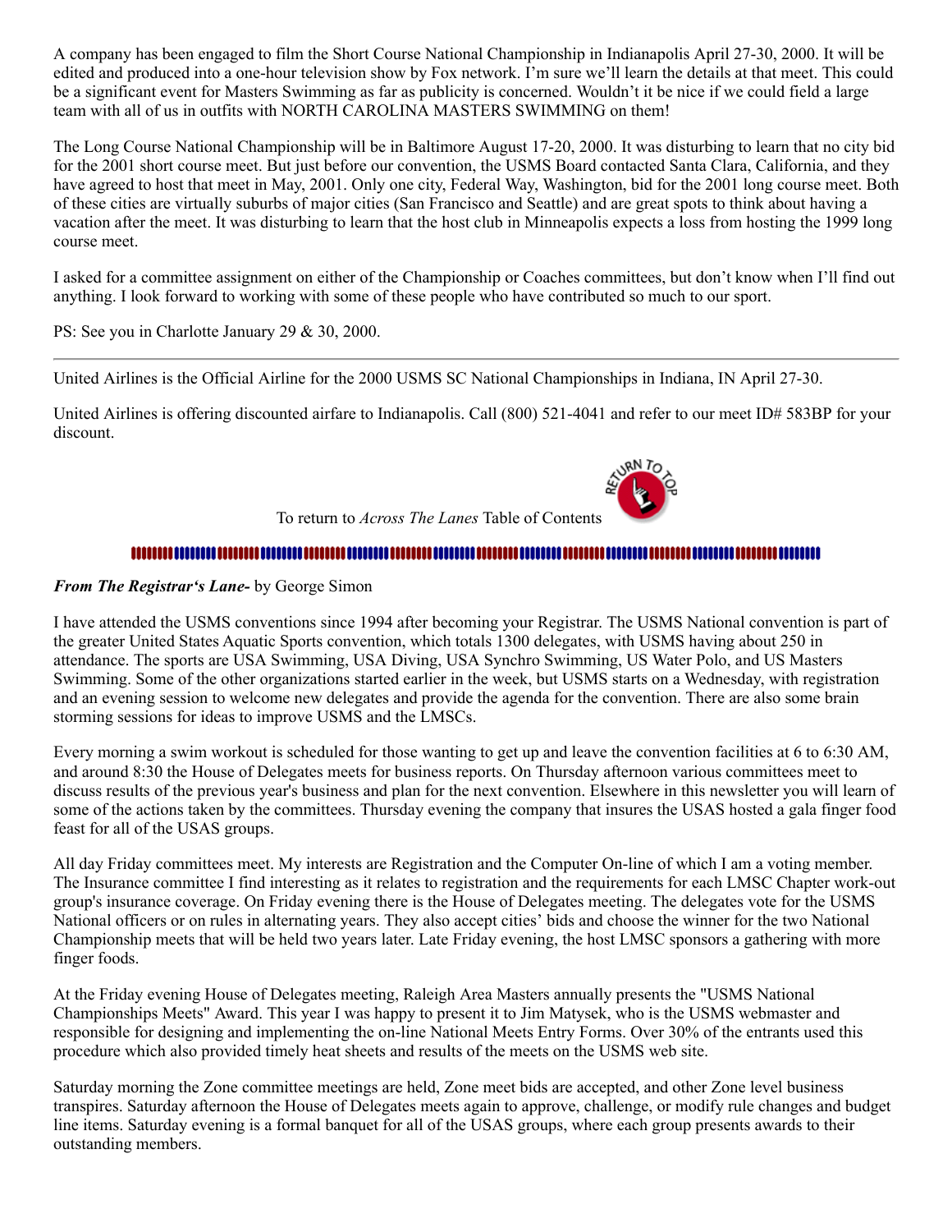A company has been engaged to film the Short Course National Championship in Indianapolis April 27-30, 2000. It will be edited and produced into a one-hour television show by Fox network. I'm sure we'll learn the details at that meet. This could be a significant event for Masters Swimming as far as publicity is concerned. Wouldn't it be nice if we could field a large team with all of us in outfits with NORTH CAROLINA MASTERS SWIMMING on them!

The Long Course National Championship will be in Baltimore August 17-20, 2000. It was disturbing to learn that no city bid for the 2001 short course meet. But just before our convention, the USMS Board contacted Santa Clara, California, and they have agreed to host that meet in May, 2001. Only one city, Federal Way, Washington, bid for the 2001 long course meet. Both of these cities are virtually suburbs of major cities (San Francisco and Seattle) and are great spots to think about having a vacation after the meet. It was disturbing to learn that the host club in Minneapolis expects a loss from hosting the 1999 long course meet.

I asked for a committee assignment on either of the Championship or Coaches committees, but don't know when I'll find out anything. I look forward to working with some of these people who have contributed so much to our sport.

PS: See you in Charlotte January 29 & 30, 2000.

---

United Airlines is the Official Airline for the 2000 USMS SC National Championships in Indiana, IN April 27-30.

United Airlines is offering discounted airfare to Indianapolis. Call (800) 521-4041 and refer to our meet ID# 583BP for your discount.

To return to *Across The Lanes* Table of Contents

---

***From The Registrar's Lane-*** by George Simon

I have attended the USMS conventions since 1994 after becoming your Registrar. The USMS National convention is part of the greater United States Aquatic Sports convention, which totals 1300 delegates, with USMS having about 250 in attendance. The sports are USA Swimming, USA Diving, USA Synchro Swimming, US Water Polo, and US Masters Swimming. Some of the other organizations started earlier in the week, but USMS starts on a Wednesday, with registration and an evening session to welcome new delegates and provide the agenda for the convention. There are also some brain storming sessions for ideas to improve USMS and the LMSCs.

Every morning a swim workout is scheduled for those wanting to get up and leave the convention facilities at 6 to 6:30 AM, and around 8:30 the House of Delegates meets for business reports. On Thursday afternoon various committees meet to discuss results of the previous year's business and plan for the next convention. Elsewhere in this newsletter you will learn of some of the actions taken by the committees. Thursday evening the company that insures the USAS hosted a gala finger food feast for all of the USAS groups.

All day Friday committees meet. My interests are Registration and the Computer On-line of which I am a voting member. The Insurance committee I find interesting as it relates to registration and the requirements for each LMSC Chapter work-out group's insurance coverage. On Friday evening there is the House of Delegates meeting. The delegates vote for the USMS National officers or on rules in alternating years. They also accept cities' bids and choose the winner for the two National Championship meets that will be held two years later. Late Friday evening, the host LMSC sponsors a gathering with more finger foods.

At the Friday evening House of Delegates meeting, Raleigh Area Masters annually presents the "USMS National Championships Meets" Award. This year I was happy to present it to Jim Matysek, who is the USMS webmaster and responsible for designing and implementing the on-line National Meets Entry Forms. Over 30% of the entrants used this procedure which also provided timely heat sheets and results of the meets on the USMS web site.

Saturday morning the Zone committee meetings are held, Zone meet bids are accepted, and other Zone level business transpires. Saturday afternoon the House of Delegates meets again to approve, challenge, or modify rule changes and budget line items. Saturday evening is a formal banquet for all of the USAS groups, where each group presents awards to their outstanding members.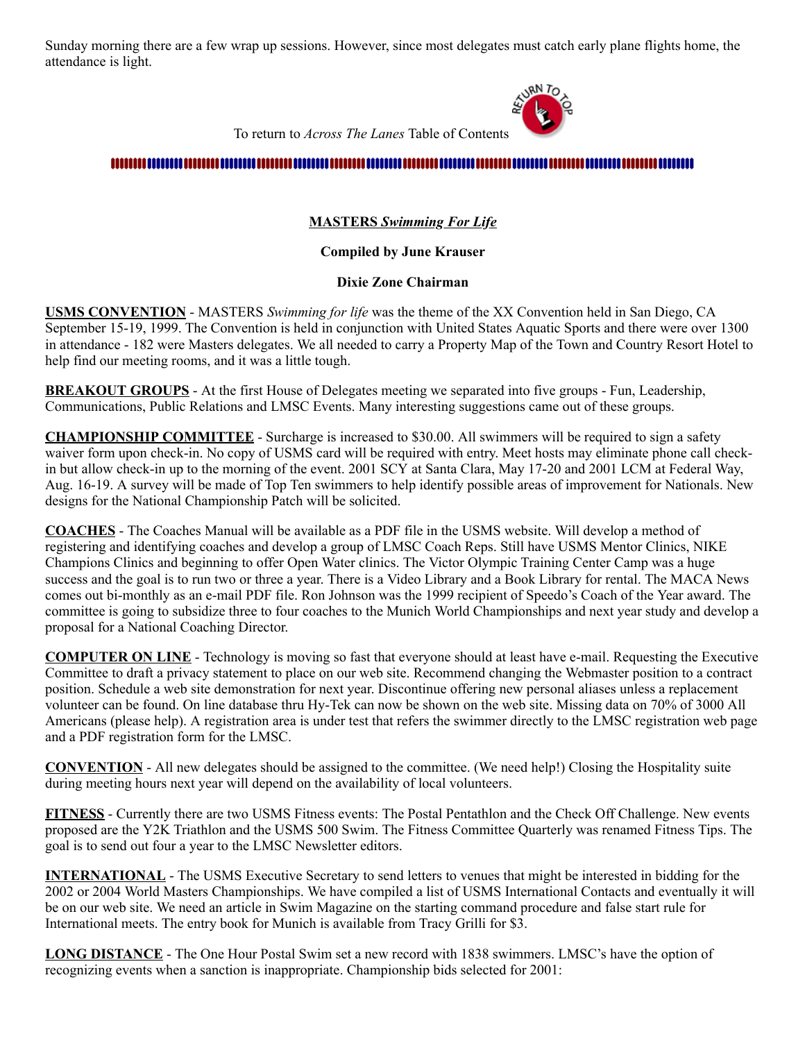Sunday morning there are a few wrap up sessions. However, since most delegates must catch early plane flights home, the attendance is light.

To return to *Across The Lanes* Table of Contents

---

**MASTERS *Swimming For Life***

**Compiled by June Krauser**

**Dixie Zone Chairman**

**USMS CONVENTION** - MASTERS *Swimming for life* was the theme of the XX Convention held in San Diego, CA September 15-19, 1999. The Convention is held in conjunction with United States Aquatic Sports and there were over 1300 in attendance - 182 were Masters delegates. We all needed to carry a Property Map of the Town and Country Resort Hotel to help find our meeting rooms, and it was a little tough.

**BREAKOUT GROUPS** - At the first House of Delegates meeting we separated into five groups - Fun, Leadership, Communications, Public Relations and LMSC Events. Many interesting suggestions came out of these groups.

**CHAMPIONSHIP COMMITTEE** - Surcharge is increased to $30.00. All swimmers will be required to sign a safety waiver form upon check-in. No copy of USMS card will be required with entry. Meet hosts may eliminate phone call check-in but allow check-in up to the morning of the event. 2001 SCY at Santa Clara, May 17-20 and 2001 LCM at Federal Way, Aug. 16-19. A survey will be made of Top Ten swimmers to help identify possible areas of improvement for Nationals. New designs for the National Championship Patch will be solicited.

**COACHES** - The Coaches Manual will be available as a PDF file in the USMS website. Will develop a method of registering and identifying coaches and develop a group of LMSC Coach Reps. Still have USMS Mentor Clinics, NIKE Champions Clinics and beginning to offer Open Water clinics. The Victor Olympic Training Center Camp was a huge success and the goal is to run two or three a year. There is a Video Library and a Book Library for rental. The MACA News comes out bi-monthly as an e-mail PDF file. Ron Johnson was the 1999 recipient of Speedo's Coach of the Year award. The committee is going to subsidize three to four coaches to the Munich World Championships and next year study and develop a proposal for a National Coaching Director.

**COMPUTER ON LINE** - Technology is moving so fast that everyone should at least have e-mail. Requesting the Executive Committee to draft a privacy statement to place on our web site. Recommend changing the Webmaster position to a contract position. Schedule a web site demonstration for next year. Discontinue offering new personal aliases unless a replacement volunteer can be found. On line database thru Hy-Tek can now be shown on the web site. Missing data on 70% of 3000 All Americans (please help). A registration area is under test that refers the swimmer directly to the LMSC registration web page and a PDF registration form for the LMSC.

**CONVENTION** - All new delegates should be assigned to the committee. (We need help!) Closing the Hospitality suite during meeting hours next year will depend on the availability of local volunteers.

**FITNESS** - Currently there are two USMS Fitness events: The Postal Pentathlon and the Check Off Challenge. New events proposed are the Y2K Triathlon and the USMS 500 Swim. The Fitness Committee Quarterly was renamed Fitness Tips. The goal is to send out four a year to the LMSC Newsletter editors.

**INTERNATIONAL** - The USMS Executive Secretary to send letters to venues that might be interested in bidding for the 2002 or 2004 World Masters Championships. We have compiled a list of USMS International Contacts and eventually it will be on our web site. We need an article in Swim Magazine on the starting command procedure and false start rule for International meets. The entry book for Munich is available from Tracy Grilli for $3.

**LONG DISTANCE** - The One Hour Postal Swim set a new record with 1838 swimmers. LMSC's have the option of recognizing events when a sanction is inappropriate. Championship bids selected for 2001: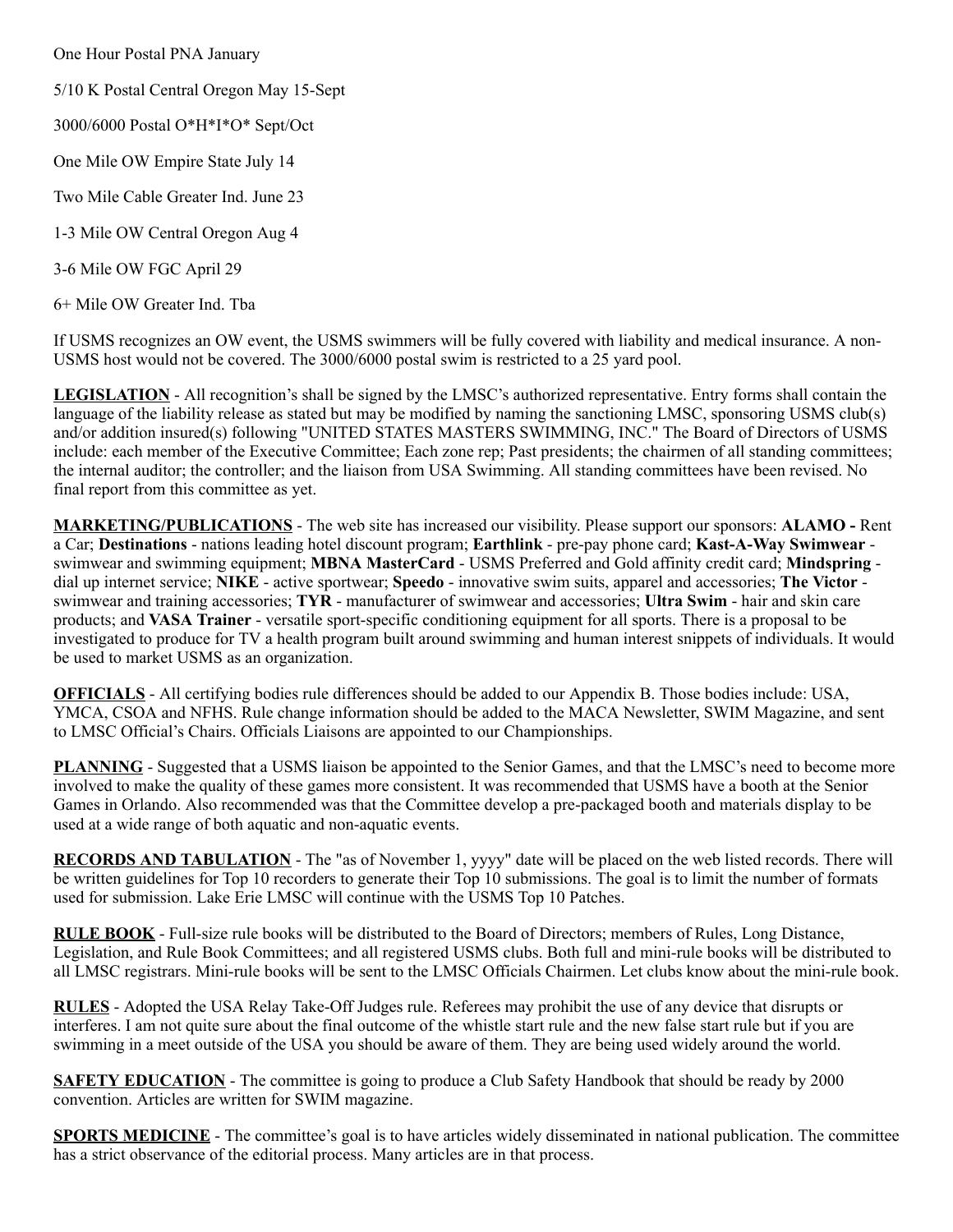One Hour Postal PNA January

5/10 K Postal Central Oregon May 15-Sept

3000/6000 Postal O*H*I*O* Sept/Oct

One Mile OW Empire State July 14

Two Mile Cable Greater Ind. June 23

1-3 Mile OW Central Oregon Aug 4

3-6 Mile OW FGC April 29

6+ Mile OW Greater Ind. Tba

If USMS recognizes an OW event, the USMS swimmers will be fully covered with liability and medical insurance. A non-USMS host would not be covered. The 3000/6000 postal swim is restricted to a 25 yard pool.

**LEGISLATION** - All recognition's shall be signed by the LMSC's authorized representative. Entry forms shall contain the language of the liability release as stated but may be modified by naming the sanctioning LMSC, sponsoring USMS club(s) and/or addition insured(s) following "UNITED STATES MASTERS SWIMMING, INC." The Board of Directors of USMS include: each member of the Executive Committee; Each zone rep; Past presidents; the chairmen of all standing committees; the internal auditor; the controller; and the liaison from USA Swimming. All standing committees have been revised. No final report from this committee as yet.

**MARKETING/PUBLICATIONS** - The web site has increased our visibility. Please support our sponsors: **ALAMO -** Rent a Car; **Destinations** - nations leading hotel discount program; **Earthlink** - pre-pay phone card; **Kast-A-Way Swimwear** - swimwear and swimming equipment; **MBNA MasterCard** - USMS Preferred and Gold affinity credit card; **Mindspring** - dial up internet service; **NIKE** - active sportwear; **Speedo** - innovative swim suits, apparel and accessories; **The Victor** - swimwear and training accessories; **TYR** - manufacturer of swimwear and accessories; **Ultra Swim** - hair and skin care products; and **VASA Trainer** - versatile sport-specific conditioning equipment for all sports. There is a proposal to be investigated to produce for TV a health program built around swimming and human interest snippets of individuals. It would be used to market USMS as an organization.

**OFFICIALS** - All certifying bodies rule differences should be added to our Appendix B. Those bodies include: USA, YMCA, CSOA and NFHS. Rule change information should be added to the MACA Newsletter, SWIM Magazine, and sent to LMSC Official's Chairs. Officials Liaisons are appointed to our Championships.

**PLANNING** - Suggested that a USMS liaison be appointed to the Senior Games, and that the LMSC's need to become more involved to make the quality of these games more consistent. It was recommended that USMS have a booth at the Senior Games in Orlando. Also recommended was that the Committee develop a pre-packaged booth and materials display to be used at a wide range of both aquatic and non-aquatic events.

**RECORDS AND TABULATION** - The "as of November 1, yyyy" date will be placed on the web listed records. There will be written guidelines for Top 10 recorders to generate their Top 10 submissions. The goal is to limit the number of formats used for submission. Lake Erie LMSC will continue with the USMS Top 10 Patches.

**RULE BOOK** - Full-size rule books will be distributed to the Board of Directors; members of Rules, Long Distance, Legislation, and Rule Book Committees; and all registered USMS clubs. Both full and mini-rule books will be distributed to all LMSC registrars. Mini-rule books will be sent to the LMSC Officials Chairmen. Let clubs know about the mini-rule book.

**RULES** - Adopted the USA Relay Take-Off Judges rule. Referees may prohibit the use of any device that disrupts or interferes. I am not quite sure about the final outcome of the whistle start rule and the new false start rule but if you are swimming in a meet outside of the USA you should be aware of them. They are being used widely around the world.

**SAFETY EDUCATION** - The committee is going to produce a Club Safety Handbook that should be ready by 2000 convention. Articles are written for SWIM magazine.

**SPORTS MEDICINE** - The committee's goal is to have articles widely disseminated in national publication. The committee has a strict observance of the editorial process. Many articles are in that process.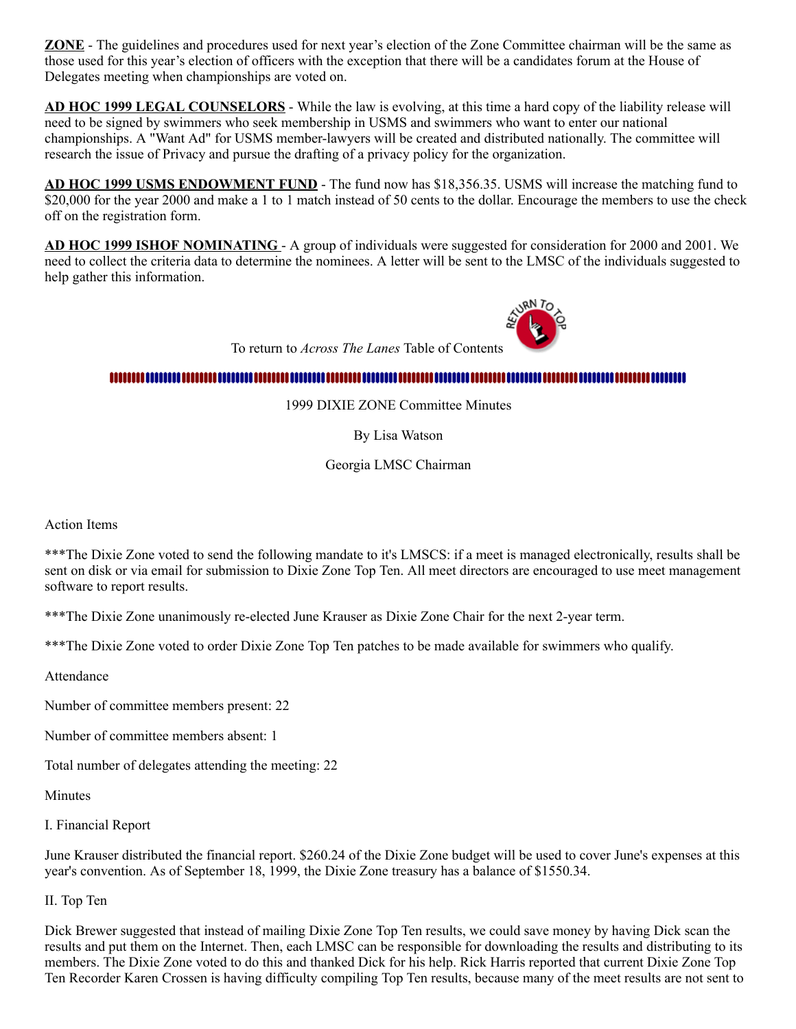**ZONE** - The guidelines and procedures used for next year's election of the Zone Committee chairman will be the same as those used for this year's election of officers with the exception that there will be a candidates forum at the House of Delegates meeting when championships are voted on.

**AD HOC 1999 LEGAL COUNSELORS** - While the law is evolving, at this time a hard copy of the liability release will need to be signed by swimmers who seek membership in USMS and swimmers who want to enter our national championships. A "Want Ad" for USMS member-lawyers will be created and distributed nationally. The committee will research the issue of Privacy and pursue the drafting of a privacy policy for the organization.

**AD HOC 1999 USMS ENDOWMENT FUND** - The fund now has $18,356.35. USMS will increase the matching fund to $20,000 for the year 2000 and make a 1 to 1 match instead of 50 cents to the dollar. Encourage the members to use the check off on the registration form.

**AD HOC 1999 ISHOF NOMINATING** - A group of individuals were suggested for consideration for 2000 and 2001. We need to collect the criteria data to determine the nominees. A letter will be sent to the LMSC of the individuals suggested to help gather this information.

To return to *Across The Lanes* Table of Contents

---

1999 DIXIE ZONE Committee Minutes

By Lisa Watson

Georgia LMSC Chairman

Action Items

***The Dixie Zone voted to send the following mandate to it's LMSCS: if a meet is managed electronically, results shall be sent on disk or via email for submission to Dixie Zone Top Ten. All meet directors are encouraged to use meet management software to report results.

***The Dixie Zone unanimously re-elected June Krauser as Dixie Zone Chair for the next 2-year term.

***The Dixie Zone voted to order Dixie Zone Top Ten patches to be made available for swimmers who qualify.

Attendance

Number of committee members present: 22

Number of committee members absent: 1

Total number of delegates attending the meeting: 22

Minutes

I. Financial Report

June Krauser distributed the financial report. $260.24 of the Dixie Zone budget will be used to cover June's expenses at this year's convention. As of September 18, 1999, the Dixie Zone treasury has a balance of $1550.34.

II. Top Ten

Dick Brewer suggested that instead of mailing Dixie Zone Top Ten results, we could save money by having Dick scan the results and put them on the Internet. Then, each LMSC can be responsible for downloading the results and distributing to its members. The Dixie Zone voted to do this and thanked Dick for his help. Rick Harris reported that current Dixie Zone Top Ten Recorder Karen Crossen is having difficulty compiling Top Ten results, because many of the meet results are not sent to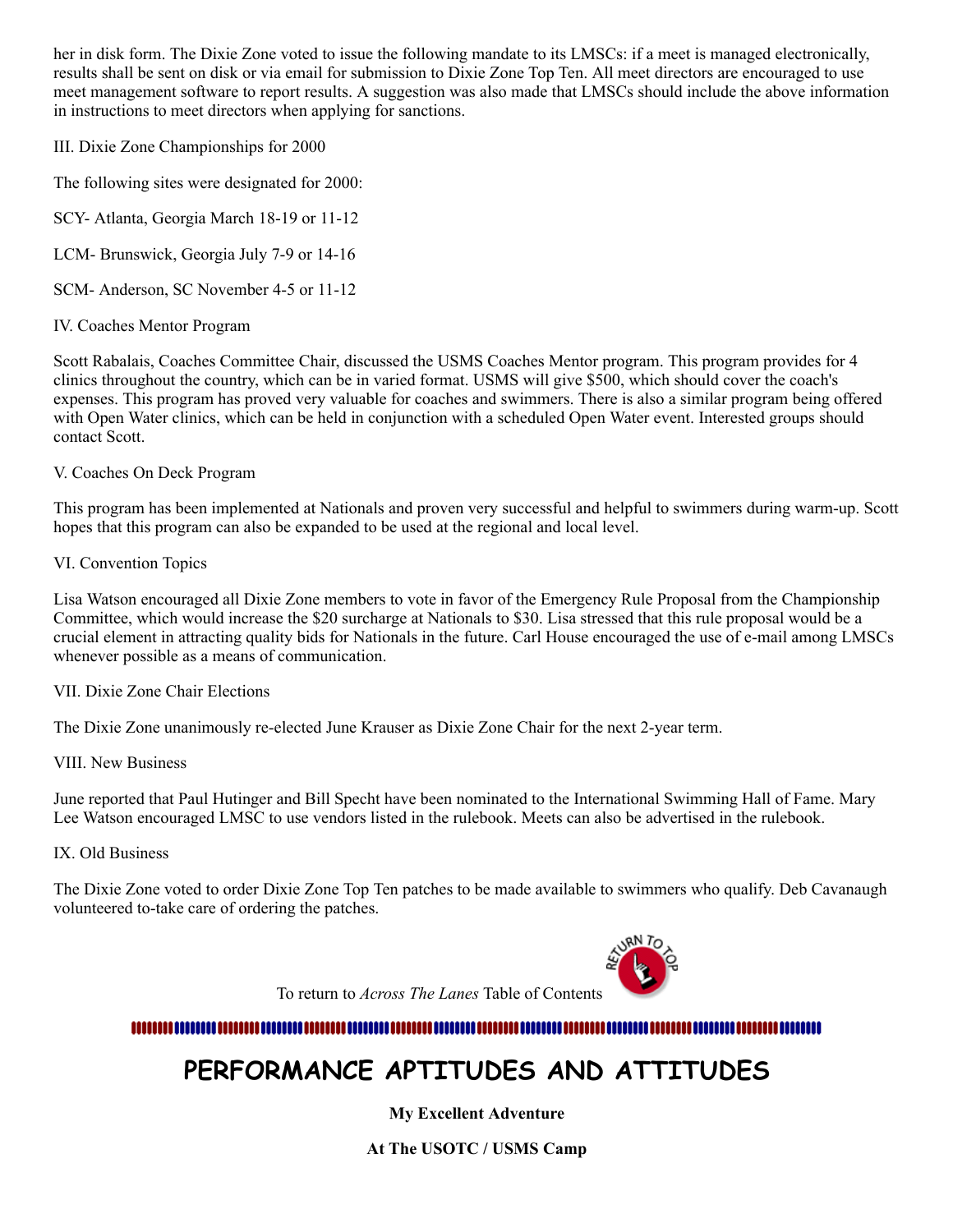her in disk form. The Dixie Zone voted to issue the following mandate to its LMSCs: if a meet is managed electronically, results shall be sent on disk or via email for submission to Dixie Zone Top Ten. All meet directors are encouraged to use meet management software to report results. A suggestion was also made that LMSCs should include the above information in instructions to meet directors when applying for sanctions.

III. Dixie Zone Championships for 2000

The following sites were designated for 2000:

SCY- Atlanta, Georgia March 18-19 or 11-12

LCM- Brunswick, Georgia July 7-9 or 14-16

SCM- Anderson, SC November 4-5 or 11-12

IV. Coaches Mentor Program

Scott Rabalais, Coaches Committee Chair, discussed the USMS Coaches Mentor program. This program provides for 4 clinics throughout the country, which can be in varied format. USMS will give $500, which should cover the coach's expenses. This program has proved very valuable for coaches and swimmers. There is also a similar program being offered with Open Water clinics, which can be held in conjunction with a scheduled Open Water event. Interested groups should contact Scott.

V. Coaches On Deck Program

This program has been implemented at Nationals and proven very successful and helpful to swimmers during warm-up. Scott hopes that this program can also be expanded to be used at the regional and local level.

VI. Convention Topics

Lisa Watson encouraged all Dixie Zone members to vote in favor of the Emergency Rule Proposal from the Championship Committee, which would increase the $20 surcharge at Nationals to $30. Lisa stressed that this rule proposal would be a crucial element in attracting quality bids for Nationals in the future. Carl House encouraged the use of e-mail among LMSCs whenever possible as a means of communication.

VII. Dixie Zone Chair Elections

The Dixie Zone unanimously re-elected June Krauser as Dixie Zone Chair for the next 2-year term.

VIII. New Business

June reported that Paul Hutinger and Bill Specht have been nominated to the International Swimming Hall of Fame. Mary Lee Watson encouraged LMSC to use vendors listed in the rulebook. Meets can also be advertised in the rulebook.

IX. Old Business

The Dixie Zone voted to order Dixie Zone Top Ten patches to be made available to swimmers who qualify. Deb Cavanaugh volunteered to-take care of ordering the patches.

To return to *Across The Lanes* Table of Contents

# PERFORMANCE APTITUDES AND ATTITUDES

**My Excellent Adventure**

**At The USOTC / USMS Camp**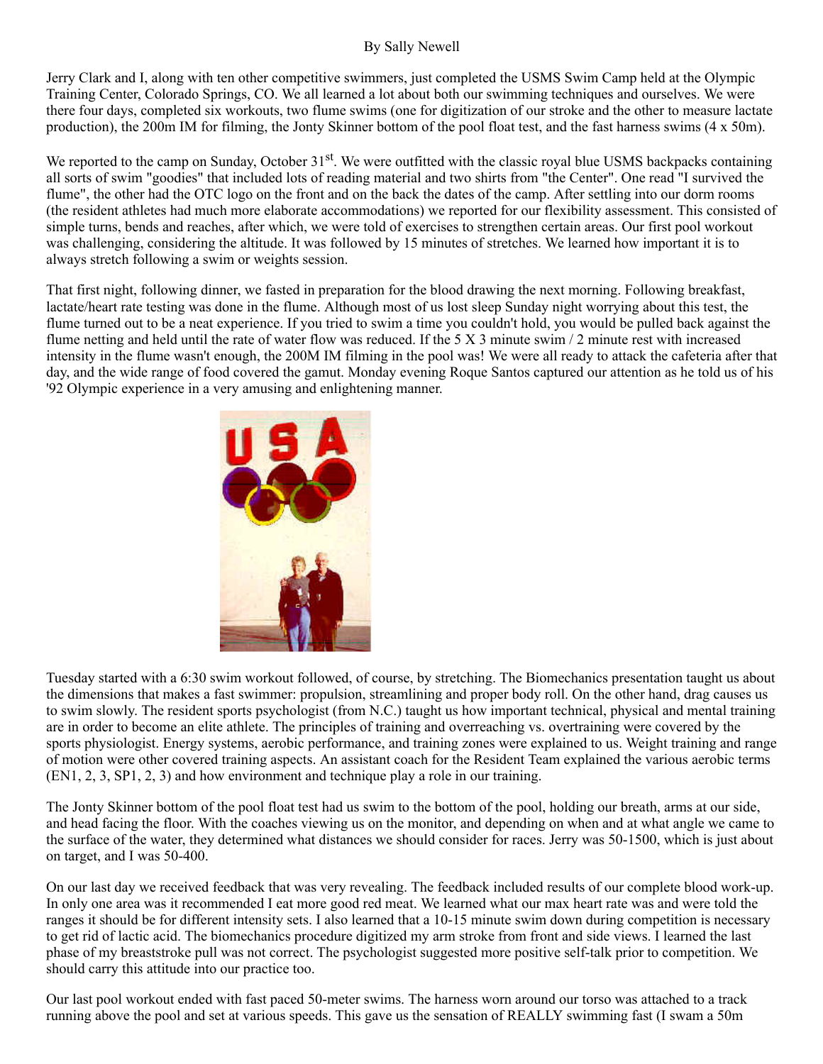By Sally Newell

Jerry Clark and I, along with ten other competitive swimmers, just completed the USMS Swim Camp held at the Olympic Training Center, Colorado Springs, CO. We all learned a lot about both our swimming techniques and ourselves. We were there four days, completed six workouts, two flume swims (one for digitization of our stroke and the other to measure lactate production), the 200m IM for filming, the Jonty Skinner bottom of the pool float test, and the fast harness swims (4 x 50m).

We reported to the camp on Sunday, October 31st. We were outfitted with the classic royal blue USMS backpacks containing all sorts of swim "goodies" that included lots of reading material and two shirts from "the Center". One read "I survived the flume", the other had the OTC logo on the front and on the back the dates of the camp. After settling into our dorm rooms (the resident athletes had much more elaborate accommodations) we reported for our flexibility assessment. This consisted of simple turns, bends and reaches, after which, we were told of exercises to strengthen certain areas. Our first pool workout was challenging, considering the altitude. It was followed by 15 minutes of stretches. We learned how important it is to always stretch following a swim or weights session.

That first night, following dinner, we fasted in preparation for the blood drawing the next morning. Following breakfast, lactate/heart rate testing was done in the flume. Although most of us lost sleep Sunday night worrying about this test, the flume turned out to be a neat experience. If you tried to swim a time you couldn't hold, you would be pulled back against the flume netting and held until the rate of water flow was reduced. If the 5 X 3 minute swim / 2 minute rest with increased intensity in the flume wasn't enough, the 200M IM filming in the pool was! We were all ready to attack the cafeteria after that day, and the wide range of food covered the gamut. Monday evening Roque Santos captured our attention as he told us of his '92 Olympic experience in a very amusing and enlightening manner.

Tuesday started with a 6:30 swim workout followed, of course, by stretching. The Biomechanics presentation taught us about the dimensions that makes a fast swimmer: propulsion, streamlining and proper body roll. On the other hand, drag causes us to swim slowly. The resident sports psychologist (from N.C.) taught us how important technical, physical and mental training are in order to become an elite athlete. The principles of training and overreaching vs. overtraining were covered by the sports physiologist. Energy systems, aerobic performance, and training zones were explained to us. Weight training and range of motion were other covered training aspects. An assistant coach for the Resident Team explained the various aerobic terms (EN1, 2, 3, SP1, 2, 3) and how environment and technique play a role in our training.

The Jonty Skinner bottom of the pool float test had us swim to the bottom of the pool, holding our breath, arms at our side, and head facing the floor. With the coaches viewing us on the monitor, and depending on when and at what angle we came to the surface of the water, they determined what distances we should consider for races. Jerry was 50-1500, which is just about on target, and I was 50-400.

On our last day we received feedback that was very revealing. The feedback included results of our complete blood work-up. In only one area was it recommended I eat more good red meat. We learned what our max heart rate was and were told the ranges it should be for different intensity sets. I also learned that a 10-15 minute swim down during competition is necessary to get rid of lactic acid. The biomechanics procedure digitized my arm stroke from front and side views. I learned the last phase of my breaststroke pull was not correct. The psychologist suggested more positive self-talk prior to competition. We should carry this attitude into our practice too.

Our last pool workout ended with fast paced 50-meter swims. The harness worn around our torso was attached to a track running above the pool and set at various speeds. This gave us the sensation of REALLY swimming fast (I swam a 50m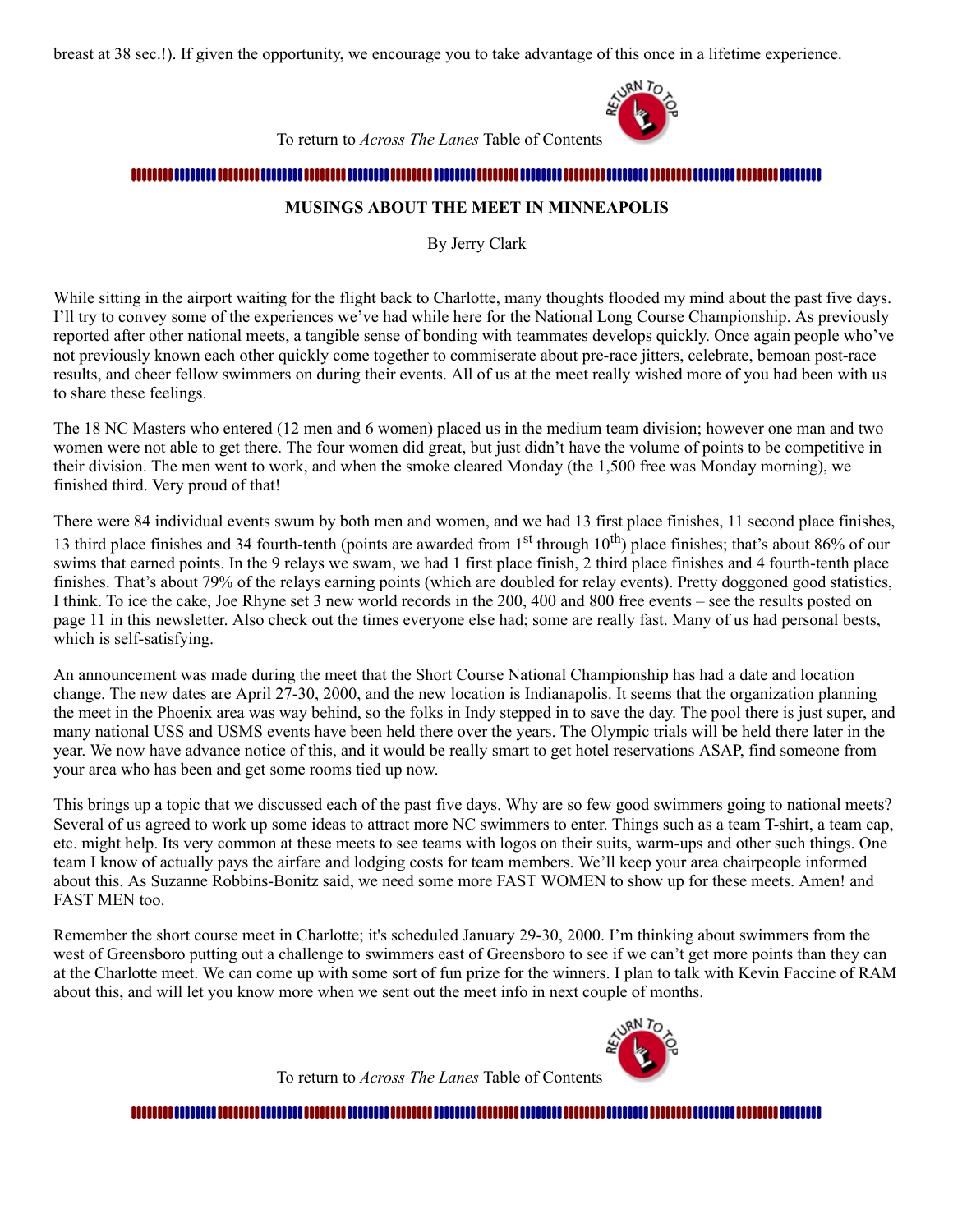breast at 38 sec.!). If given the opportunity, we encourage you to take advantage of this once in a lifetime experience.

To return to *Across The Lanes* Table of Contents

## MUSINGS ABOUT THE MEET IN MINNEAPOLIS

By Jerry Clark

While sitting in the airport waiting for the flight back to Charlotte, many thoughts flooded my mind about the past five days. I'll try to convey some of the experiences we've had while here for the National Long Course Championship. As previously reported after other national meets, a tangible sense of bonding with teammates develops quickly. Once again people who've not previously known each other quickly come together to commiserate about pre-race jitters, celebrate, bemoan post-race results, and cheer fellow swimmers on during their events. All of us at the meet really wished more of you had been with us to share these feelings.

The 18 NC Masters who entered (12 men and 6 women) placed us in the medium team division; however one man and two women were not able to get there. The four women did great, but just didn't have the volume of points to be competitive in their division. The men went to work, and when the smoke cleared Monday (the 1,500 free was Monday morning), we finished third. Very proud of that!

There were 84 individual events swum by both men and women, and we had 13 first place finishes, 11 second place finishes, 13 third place finishes and 34 fourth-tenth (points are awarded from 1st through 10th) place finishes; that's about 86% of our swims that earned points. In the 9 relays we swam, we had 1 first place finish, 2 third place finishes and 4 fourth-tenth place finishes. That's about 79% of the relays earning points (which are doubled for relay events). Pretty doggoned good statistics, I think. To ice the cake, Joe Rhyne set 3 new world records in the 200, 400 and 800 free events – see the results posted on page 11 in this newsletter. Also check out the times everyone else had; some are really fast. Many of us had personal bests, which is self-satisfying.

An announcement was made during the meet that the Short Course National Championship has had a date and location change. The new dates are April 27-30, 2000, and the new location is Indianapolis. It seems that the organization planning the meet in the Phoenix area was way behind, so the folks in Indy stepped in to save the day. The pool there is just super, and many national USS and USMS events have been held there over the years. The Olympic trials will be held there later in the year. We now have advance notice of this, and it would be really smart to get hotel reservations ASAP, find someone from your area who has been and get some rooms tied up now.

This brings up a topic that we discussed each of the past five days. Why are so few good swimmers going to national meets? Several of us agreed to work up some ideas to attract more NC swimmers to enter. Things such as a team T-shirt, a team cap, etc. might help. Its very common at these meets to see teams with logos on their suits, warm-ups and other such things. One team I know of actually pays the airfare and lodging costs for team members. We'll keep your area chairpeople informed about this. As Suzanne Robbins-Bonitz said, we need some more FAST WOMEN to show up for these meets. Amen! and FAST MEN too.

Remember the short course meet in Charlotte; it's scheduled January 29-30, 2000. I'm thinking about swimmers from the west of Greensboro putting out a challenge to swimmers east of Greensboro to see if we can't get more points than they can at the Charlotte meet. We can come up with some sort of fun prize for the winners. I plan to talk with Kevin Faccine of RAM about this, and will let you know more when we sent out the meet info in next couple of months.

To return to *Across The Lanes* Table of Contents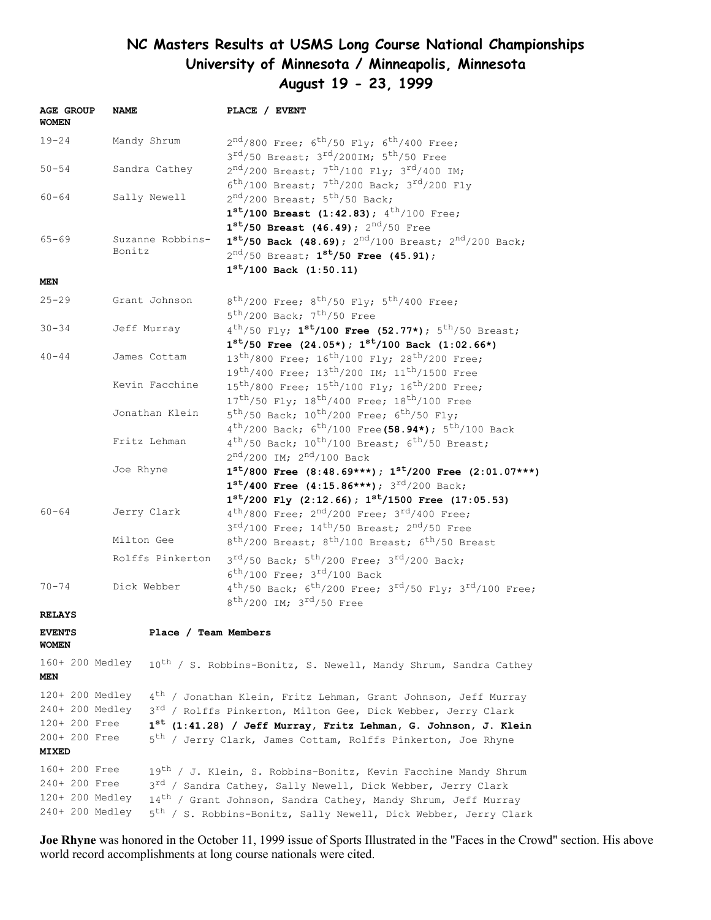# NC Masters Results at USMS Long Course National Championships
## University of Minnesota / Minneapolis, Minnesota
## August 19 - 23, 1999

| AGE GROUP | NAME | PLACE / EVENT |
|---|---|---|
| **WOMEN** | | |
| 19-24 | Mandy Shrum | 2nd/800 Free; 6th/50 Fly; 6th/400 Free; 3rd/50 Breast; 3rd/200IM; 5th/50 Free |
| 50-54 | Sandra Cathey | 2nd/200 Breast; 7th/100 Fly; 3rd/400 IM; 6th/100 Breast; 7th/200 Back; 3rd/200 Fly |
| 60-64 | Sally Newell | 2nd/200 Breast; 5th/50 Back; **1st/100 Breast (1:42.83)**; 4th/100 Free; **1st/50 Breast (46.49)**; 2nd/50 Free |
| 65-69 | Suzanne Robbins-Bonitz | **1st/50 Back (48.69)**; 2nd/100 Breast; 2nd/200 Back; 2nd/50 Breast; **1st/50 Free (45.91)**; **1st/100 Back (1:50.11)** |
| **MEN** | | |
| 25-29 | Grant Johnson | 8th/200 Free; 8th/50 Fly; 5th/400 Free; 5th/200 Back; 7th/50 Free |
| 30-34 | Jeff Murray | 4th/50 Fly; **1st/100 Free (52.77*)**; 5th/50 Breast; **1st/50 Free (24.05*)**; **1st/100 Back (1:02.66*)** |
| 40-44 | James Cottam | 13th/800 Free; 16th/100 Fly; 28th/200 Free; 19th/400 Free; 13th/200 IM; 11th/1500 Free |
| | Kevin Facchine | 15th/800 Free; 15th/100 Fly; 16th/200 Free; 17th/50 Fly; 18th/400 Free; 18th/100 Free |
| | Jonathan Klein | 5th/50 Back; 10th/200 Free; 6th/50 Fly; 4th/200 Back; 6th/100 Free **(58.94*)**; 5th/100 Back |
| | Fritz Lehman | 4th/50 Back; 10th/100 Breast; 6th/50 Breast; 2nd/200 IM; 2nd/100 Back |
| | Joe Rhyne | **1st/800 Free (8:48.69***)**; **1st/200 Free (2:01.07***)** **1st/400 Free (4:15.86***)**; 3rd/200 Back; **1st/200 Fly (2:12.66)**; **1st/1500 Free (17:05.53)** |
| 60-64 | Jerry Clark | 4th/800 Free; 2nd/200 Free; 3rd/400 Free; 3rd/100 Free; 14th/50 Breast; 2nd/50 Free |
| | Milton Gee | 8th/200 Breast; 8th/100 Breast; 6th/50 Breast |
| | Rolffs Pinkerton | 3rd/50 Back; 5th/200 Free; 3rd/200 Back; 6th/100 Free; 3rd/100 Back |
| 70-74 | Dick Webber | 4th/50 Back; 6th/200 Free; 3rd/50 Fly; 3rd/100 Free; 8th/200 IM; 3rd/50 Free |

**RELAYS**

| EVENTS | Place / Team Members |
|---|---|
| **WOMEN** | |
| 160+ 200 Medley | 10th / S. Robbins-Bonitz, S. Newell, Mandy Shrum, Sandra Cathey |
| **MEN** | |
| 120+ 200 Medley | 4th / Jonathan Klein, Fritz Lehman, Grant Johnson, Jeff Murray |
| 240+ 200 Medley | 3rd / Rolffs Pinkerton, Milton Gee, Dick Webber, Jerry Clark |
| 120+ 200 Free | **1st (1:41.28) / Jeff Murray, Fritz Lehman, G. Johnson, J. Klein** |
| 200+ 200 Free | 5th / Jerry Clark, James Cottam, Rolffs Pinkerton, Joe Rhyne |
| **MIXED** | |
| 160+ 200 Free | 19th / J. Klein, S. Robbins-Bonitz, Kevin Facchine Mandy Shrum |
| 240+ 200 Free | 3rd / Sandra Cathey, Sally Newell, Dick Webber, Jerry Clark |
| 120+ 200 Medley | 14th / Grant Johnson, Sandra Cathey, Mandy Shrum, Jeff Murray |
| 240+ 200 Medley | 5th / S. Robbins-Bonitz, Sally Newell, Dick Webber, Jerry Clark |

**Joe Rhyne** was honored in the October 11, 1999 issue of Sports Illustrated in the "Faces in the Crowd" section. His above world record accomplishments at long course nationals were cited.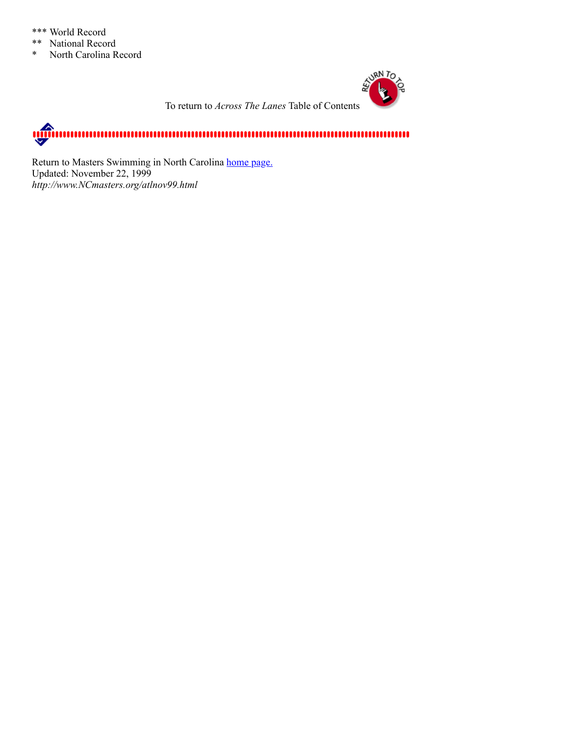*** World Record
** National Record
* North Carolina Record

To return to *Across The Lanes* Table of Contents

Return to Masters Swimming in North Carolina home page.
Updated: November 22, 1999
*http://www.NCmasters.org/atlnov99.html*